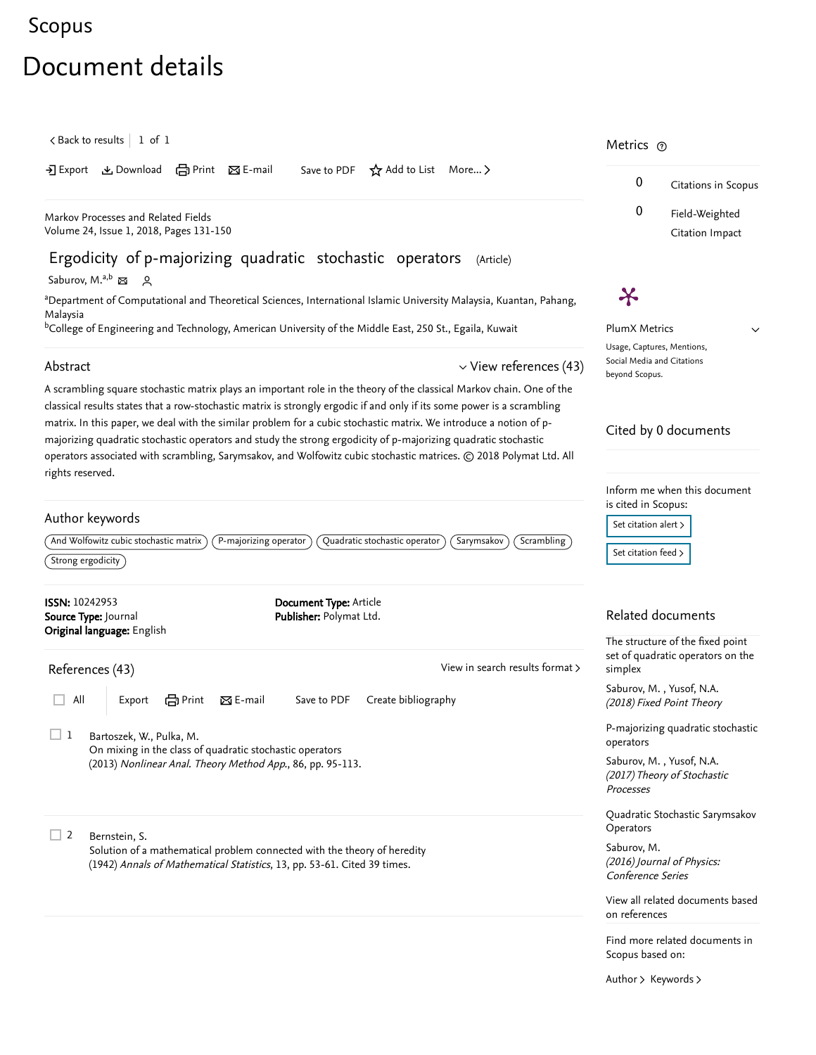# Scopus

## Document details

Back to results | 1 of 1

Export Download Print E-mail Save to PDF Add to List More...

Markov Processes and Related Fields
Volume 24, Issue 1, 2018, Pages 131-150

### Ergodicity of p-majorizing quadratic stochastic operators (Article)

Saburov, M.[a,b]

[a]Department of Computational and Theoretical Sciences, International Islamic University Malaysia, Kuantan, Pahang, Malaysia
[b]College of Engineering and Technology, American University of the Middle East, 250 St., Egaila, Kuwait

### Abstract

View references (43)

A scrambling square stochastic matrix plays an important role in the theory of the classical Markov chain. One of the classical results states that a row-stochastic matrix is strongly ergodic if and only if its some power is a scrambling matrix. In this paper, we deal with the similar problem for a cubic stochastic matrix. We introduce a notion of p-majorizing quadratic stochastic operators and study the strong ergodicity of p-majorizing quadratic stochastic operators associated with scrambling, Sarymsakov, and Wolfowitz cubic stochastic matrices. © 2018 Polymat Ltd. All rights reserved.

### Author keywords

And Wolfowitz cubic stochastic matrix | P-majorizing operator | Quadratic stochastic operator | Sarymsakov | Scrambling | Strong ergodicity

**ISSN:** 10242953
**Source Type:** Journal
**Original language:** English
**Document Type:** Article
**Publisher:** Polymat Ltd.

### References (43)

View in search results format

All Export Print E-mail Save to PDF Create bibliography

1. Bartoszek, W., Pulka, M.
On mixing in the class of quadratic stochastic operators
(2013) *Nonlinear Anal. Theory Method App.*, 86, pp. 95-113.

2. Bernstein, S.
Solution of a mathematical problem connected with the theory of heredity
(1942) *Annals of Mathematical Statistics*, 13, pp. 53-61. Cited 39 times.

### Metrics

0 Citations in Scopus

0 Field-Weighted Citation Impact

PlumX Metrics

Usage, Captures, Mentions, Social Media and Citations beyond Scopus.

### Cited by 0 documents

Inform me when this document is cited in Scopus:

Set citation alert

Set citation feed

### Related documents

The structure of the fixed point set of quadratic operators on the simplex
Saburov, M. , Yusof, N.A.
*(2018) Fixed Point Theory*

P-majorizing quadratic stochastic operators
Saburov, M. , Yusof, N.A.
*(2017) Theory of Stochastic Processes*

Quadratic Stochastic Sarymsakov Operators
Saburov, M.
*(2016) Journal of Physics: Conference Series*

View all related documents based on references

Find more related documents in Scopus based on:

Author Keywords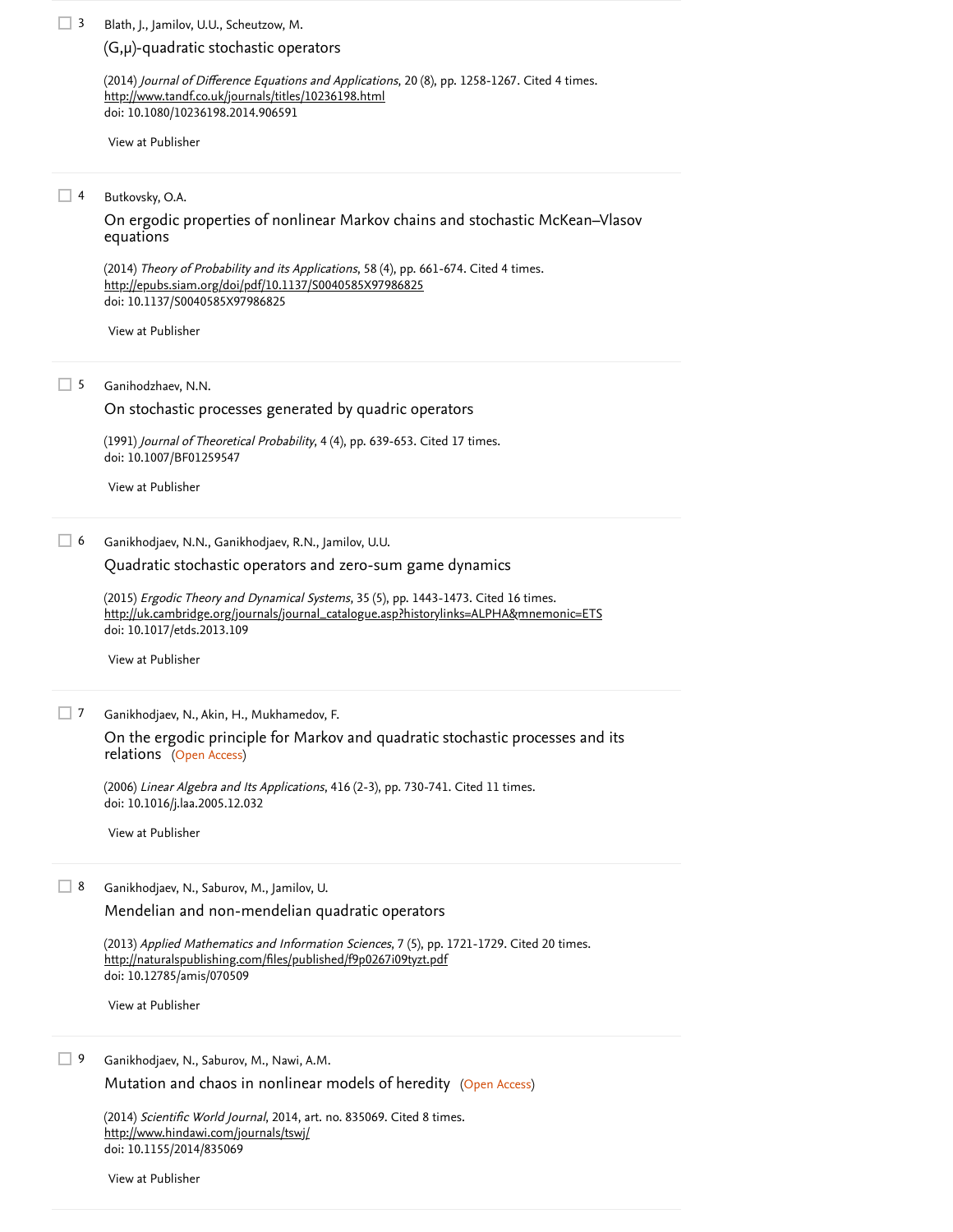3 Blath, J., Jamilov, U.U., Scheutzow, M.

(G,μ)-quadratic stochastic operators

(2014) *Journal of Difference Equations and Applications*, 20 (8), pp. 1258-1267. Cited 4 times.
http://www.tandf.co.uk/journals/titles/10236198.html
doi: 10.1080/10236198.2014.906591

View at Publisher

4 Butkovsky, O.A.

On ergodic properties of nonlinear Markov chains and stochastic McKean–Vlasov equations

(2014) *Theory of Probability and its Applications*, 58 (4), pp. 661-674. Cited 4 times.
http://epubs.siam.org/doi/pdf/10.1137/S0040585X97986825
doi: 10.1137/S0040585X97986825

View at Publisher

5 Ganihodzhaev, N.N.

On stochastic processes generated by quadric operators

(1991) *Journal of Theoretical Probability*, 4 (4), pp. 639-653. Cited 17 times.
doi: 10.1007/BF01259547

View at Publisher

6 Ganikhodjaev, N.N., Ganikhodjaev, R.N., Jamilov, U.U.

Quadratic stochastic operators and zero-sum game dynamics

(2015) *Ergodic Theory and Dynamical Systems*, 35 (5), pp. 1443-1473. Cited 16 times.
http://uk.cambridge.org/journals/journal_catalogue.asp?historylinks=ALPHA&mnemonic=ETS
doi: 10.1017/etds.2013.109

View at Publisher

7 Ganikhodjaev, N., Akin, H., Mukhamedov, F.

On the ergodic principle for Markov and quadratic stochastic processes and its relations (Open Access)

(2006) *Linear Algebra and Its Applications*, 416 (2-3), pp. 730-741. Cited 11 times.
doi: 10.1016/j.laa.2005.12.032

View at Publisher

8 Ganikhodjaev, N., Saburov, M., Jamilov, U.

Mendelian and non-mendelian quadratic operators

(2013) *Applied Mathematics and Information Sciences*, 7 (5), pp. 1721-1729. Cited 20 times.
http://naturalspublishing.com/files/published/f9p0267i09tyzt.pdf
doi: 10.12785/amis/070509

View at Publisher

9 Ganikhodjaev, N., Saburov, M., Nawi, A.M.

Mutation and chaos in nonlinear models of heredity (Open Access)

(2014) *Scientific World Journal*, 2014, art. no. 835069. Cited 8 times.
http://www.hindawi.com/journals/tswj/
doi: 10.1155/2014/835069

View at Publisher